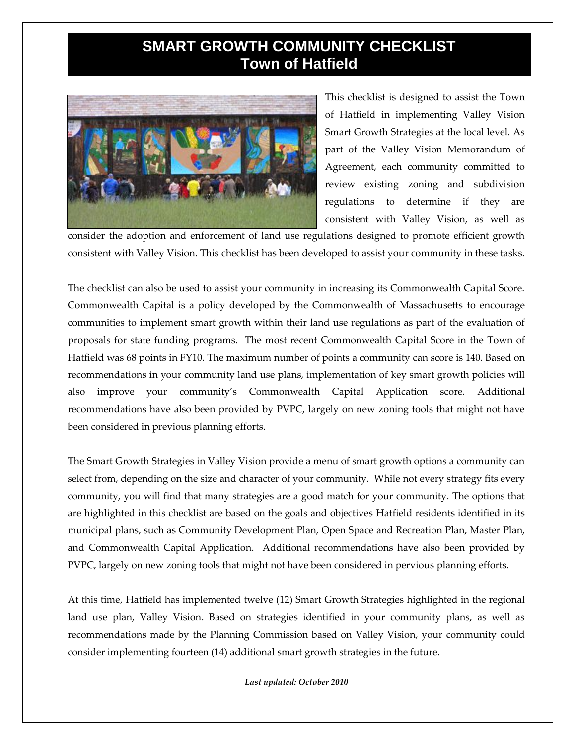# SMART GROWTH COMMUNITY CHECKLIST
## Town of Hatfield

This checklist is designed to assist the Town of Hatfield in implementing Valley Vision Smart Growth Strategies at the local level. As part of the Valley Vision Memorandum of Agreement, each community committed to review existing zoning and subdivision regulations to determine if they are consistent with Valley Vision, as well as consider the adoption and enforcement of land use regulations designed to promote efficient growth consistent with Valley Vision. This checklist has been developed to assist your community in these tasks.

The checklist can also be used to assist your community in increasing its Commonwealth Capital Score. Commonwealth Capital is a policy developed by the Commonwealth of Massachusetts to encourage communities to implement smart growth within their land use regulations as part of the evaluation of proposals for state funding programs. The most recent Commonwealth Capital Score in the Town of Hatfield was 68 points in FY10. The maximum number of points a community can score is 140. Based on recommendations in your community land use plans, implementation of key smart growth policies will also improve your community's Commonwealth Capital Application score. Additional recommendations have also been provided by PVPC, largely on new zoning tools that might not have been considered in previous planning efforts.

The Smart Growth Strategies in Valley Vision provide a menu of smart growth options a community can select from, depending on the size and character of your community. While not every strategy fits every community, you will find that many strategies are a good match for your community. The options that are highlighted in this checklist are based on the goals and objectives Hatfield residents identified in its municipal plans, such as Community Development Plan, Open Space and Recreation Plan, Master Plan, and Commonwealth Capital Application. Additional recommendations have also been provided by PVPC, largely on new zoning tools that might not have been considered in pervious planning efforts.

At this time, Hatfield has implemented twelve (12) Smart Growth Strategies highlighted in the regional land use plan, Valley Vision. Based on strategies identified in your community plans, as well as recommendations made by the Planning Commission based on Valley Vision, your community could consider implementing fourteen (14) additional smart growth strategies in the future.

***Last updated: October 2010***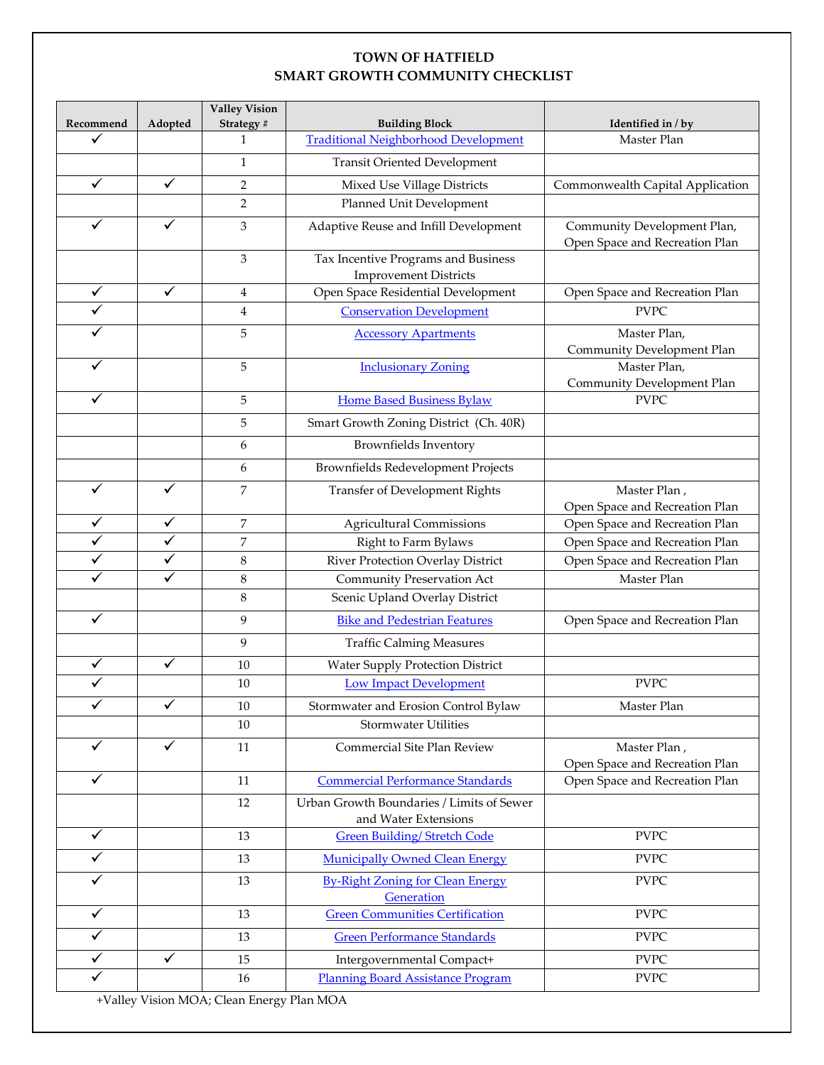# TOWN OF HATFIELD
## SMART GROWTH COMMUNITY CHECKLIST

| Recommend | Adopted | Valley Vision Strategy # | Building Block | Identified in / by |
|---|---|---|---|---|
| ✓ | | 1 | Traditional Neighborhood Development | Master Plan |
| | | 1 | Transit Oriented Development | |
| ✓ | ✓ | 2 | Mixed Use Village Districts | Commonwealth Capital Application |
| | | 2 | Planned Unit Development | |
| ✓ | ✓ | 3 | Adaptive Reuse and Infill Development | Community Development Plan, Open Space and Recreation Plan |
| | | 3 | Tax Incentive Programs and Business Improvement Districts | |
| ✓ | ✓ | 4 | Open Space Residential Development | Open Space and Recreation Plan |
| ✓ | | 4 | Conservation Development | PVPC |
| ✓ | | 5 | Accessory Apartments | Master Plan, Community Development Plan |
| ✓ | | 5 | Inclusionary Zoning | Master Plan, Community Development Plan |
| ✓ | | 5 | Home Based Business Bylaw | PVPC |
| | | 5 | Smart Growth Zoning District (Ch. 40R) | |
| | | 6 | Brownfields Inventory | |
| | | 6 | Brownfields Redevelopment Projects | |
| ✓ | ✓ | 7 | Transfer of Development Rights | Master Plan , Open Space and Recreation Plan |
| ✓ | ✓ | 7 | Agricultural Commissions | Open Space and Recreation Plan |
| ✓ | ✓ | 7 | Right to Farm Bylaws | Open Space and Recreation Plan |
| ✓ | ✓ | 8 | River Protection Overlay District | Open Space and Recreation Plan |
| ✓ | ✓ | 8 | Community Preservation Act | Master Plan |
| | | 8 | Scenic Upland Overlay District | |
| ✓ | | 9 | Bike and Pedestrian Features | Open Space and Recreation Plan |
| | | 9 | Traffic Calming Measures | |
| ✓ | ✓ | 10 | Water Supply Protection District | |
| ✓ | | 10 | Low Impact Development | PVPC |
| ✓ | ✓ | 10 | Stormwater and Erosion Control Bylaw | Master Plan |
| | | 10 | Stormwater Utilities | |
| ✓ | ✓ | 11 | Commercial Site Plan Review | Master Plan , Open Space and Recreation Plan |
| ✓ | | 11 | Commercial Performance Standards | Open Space and Recreation Plan |
| | | 12 | Urban Growth Boundaries / Limits of Sewer and Water Extensions | |
| ✓ | | 13 | Green Building/ Stretch Code | PVPC |
| ✓ | | 13 | Municipally Owned Clean Energy | PVPC |
| ✓ | | 13 | By-Right Zoning for Clean Energy Generation | PVPC |
| ✓ | | 13 | Green Communities Certification | PVPC |
| ✓ | | 13 | Green Performance Standards | PVPC |
| ✓ | ✓ | 15 | Intergovernmental Compact+ | PVPC |
| ✓ | | 16 | Planning Board Assistance Program | PVPC |

+Valley Vision MOA; Clean Energy Plan MOA